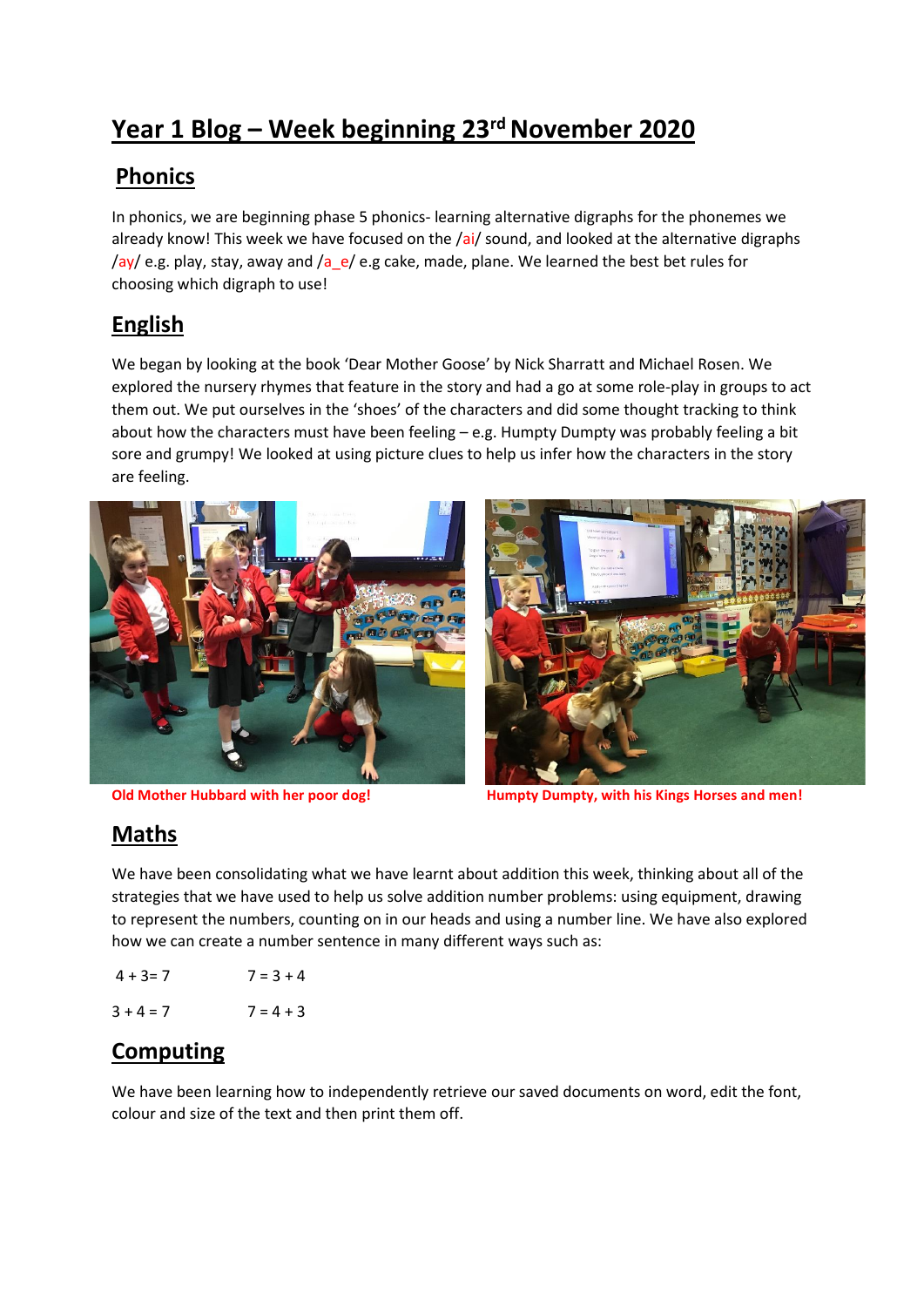# Year 1 Blog – Week beginning 23rd November 2020

## Phonics

In phonics, we are beginning phase 5 phonics- learning alternative digraphs for the phonemes we already know! This week we have focused on the /ai/ sound, and looked at the alternative digraphs /ay/ e.g. play, stay, away and /a_e/ e.g cake, made, plane. We learned the best bet rules for choosing which digraph to use!

## English

We began by looking at the book 'Dear Mother Goose' by Nick Sharratt and Michael Rosen. We explored the nursery rhymes that feature in the story and had a go at some role-play in groups to act them out. We put ourselves in the 'shoes' of the characters and did some thought tracking to think about how the characters must have been feeling – e.g. Humpty Dumpty was probably feeling a bit sore and grumpy! We looked at using picture clues to help us infer how the characters in the story are feeling.

**Old Mother Hubbard with her poor dog!**

**Humpty Dumpty, with his Kings Horses and men!**

## Maths

We have been consolidating what we have learnt about addition this week, thinking about all of the strategies that we have used to help us solve addition number problems: using equipment, drawing to represent the numbers, counting on in our heads and using a number line. We have also explored how we can create a number sentence in many different ways such as:

$4 + 3 = 7$ $7 = 3 + 4$

$3 + 4 = 7$ $7 = 4 + 3$

## Computing

We have been learning how to independently retrieve our saved documents on word, edit the font, colour and size of the text and then print them off.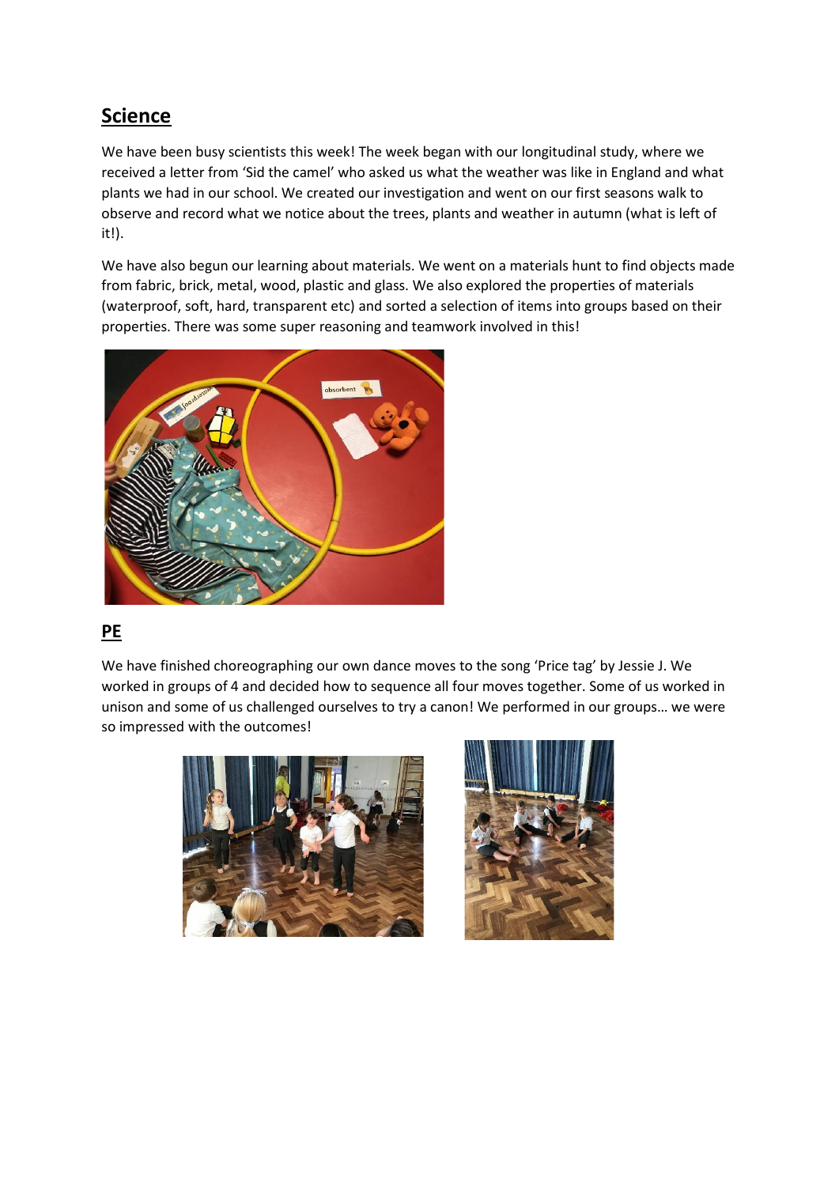## Science

We have been busy scientists this week! The week began with our longitudinal study, where we received a letter from 'Sid the camel' who asked us what the weather was like in England and what plants we had in our school. We created our investigation and went on our first seasons walk to observe and record what we notice about the trees, plants and weather in autumn (what is left of it!).

We have also begun our learning about materials. We went on a materials hunt to find objects made from fabric, brick, metal, wood, plastic and glass. We also explored the properties of materials (waterproof, soft, hard, transparent etc) and sorted a selection of items into groups based on their properties. There was some super reasoning and teamwork involved in this!

## PE

We have finished choreographing our own dance moves to the song 'Price tag' by Jessie J. We worked in groups of 4 and decided how to sequence all four moves together. Some of us worked in unison and some of us challenged ourselves to try a canon! We performed in our groups… we were so impressed with the outcomes!